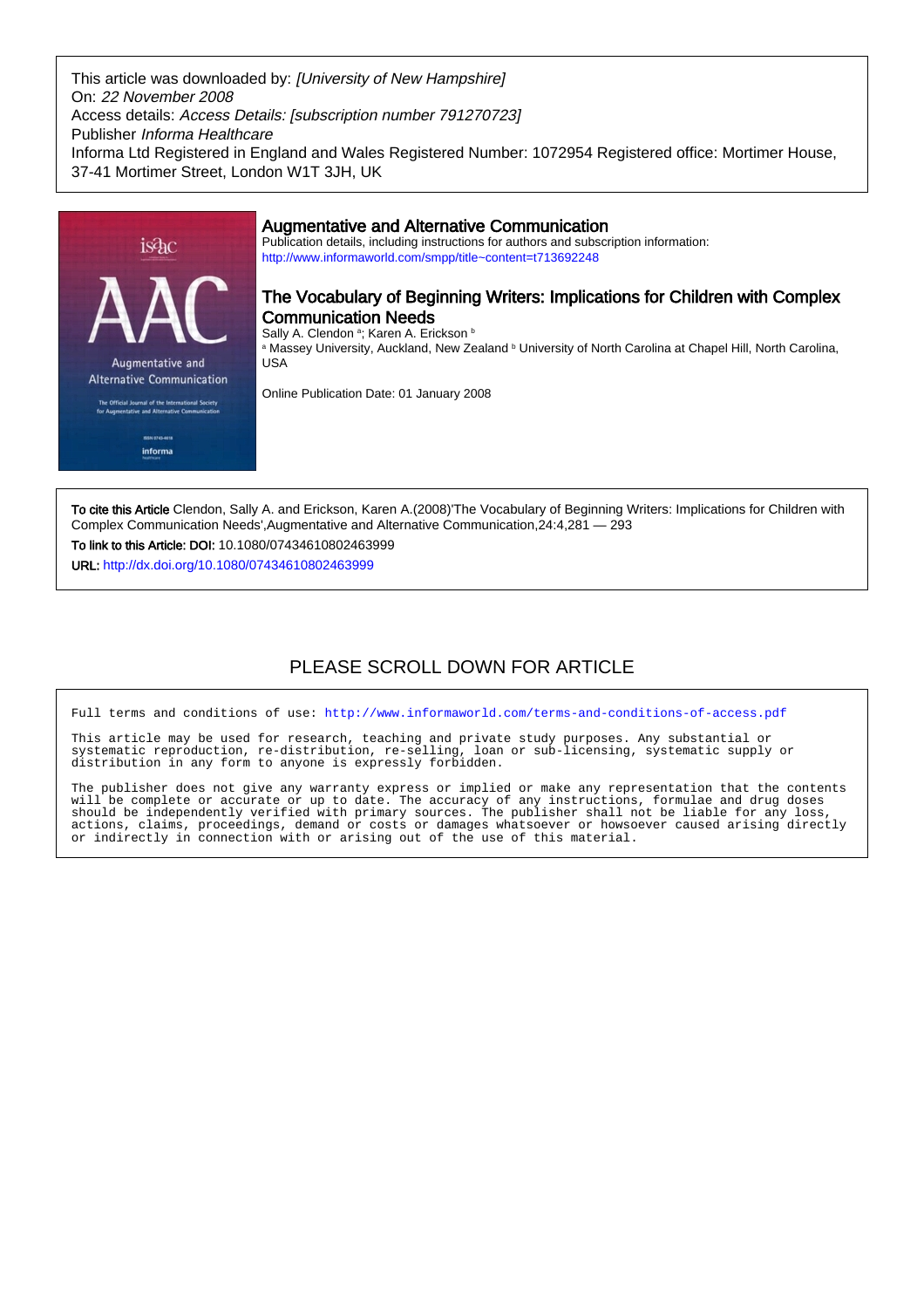This article was downloaded by: *[University of New Hampshire]*
On: *22 November 2008*
Access details: *Access Details: [subscription number 791270723]*
Publisher *Informa Healthcare*
Informa Ltd Registered in England and Wales Registered Number: 1072954 Registered office: Mortimer House, 37-41 Mortimer Street, London W1T 3JH, UK

## Augmentative and Alternative Communication

Publication details, including instructions for authors and subscription information:
http://www.informaworld.com/smpp/title~content=t713692248

# The Vocabulary of Beginning Writers: Implications for Children with Complex Communication Needs

Sally A. Clendon [a]; Karen A. Erickson [b]

[a] Massey University, Auckland, New Zealand [b] University of North Carolina at Chapel Hill, North Carolina, USA

Online Publication Date: 01 January 2008

**To cite this Article** Clendon, Sally A. and Erickson, Karen A.(2008)'The Vocabulary of Beginning Writers: Implications for Children with Complex Communication Needs',Augmentative and Alternative Communication,24:4,281 — 293

**To link to this Article: DOI:** 10.1080/07434610802463999

**URL:** http://dx.doi.org/10.1080/07434610802463999

PLEASE SCROLL DOWN FOR ARTICLE

Full terms and conditions of use: http://www.informaworld.com/terms-and-conditions-of-access.pdf

This article may be used for research, teaching and private study purposes. Any substantial or systematic reproduction, re-distribution, re-selling, loan or sub-licensing, systematic supply or distribution in any form to anyone is expressly forbidden.

The publisher does not give any warranty express or implied or make any representation that the contents will be complete or accurate or up to date. The accuracy of any instructions, formulae and drug doses should be independently verified with primary sources. The publisher shall not be liable for any loss, actions, claims, proceedings, demand or costs or damages whatsoever or howsoever caused arising directly or indirectly in connection with or arising out of the use of this material.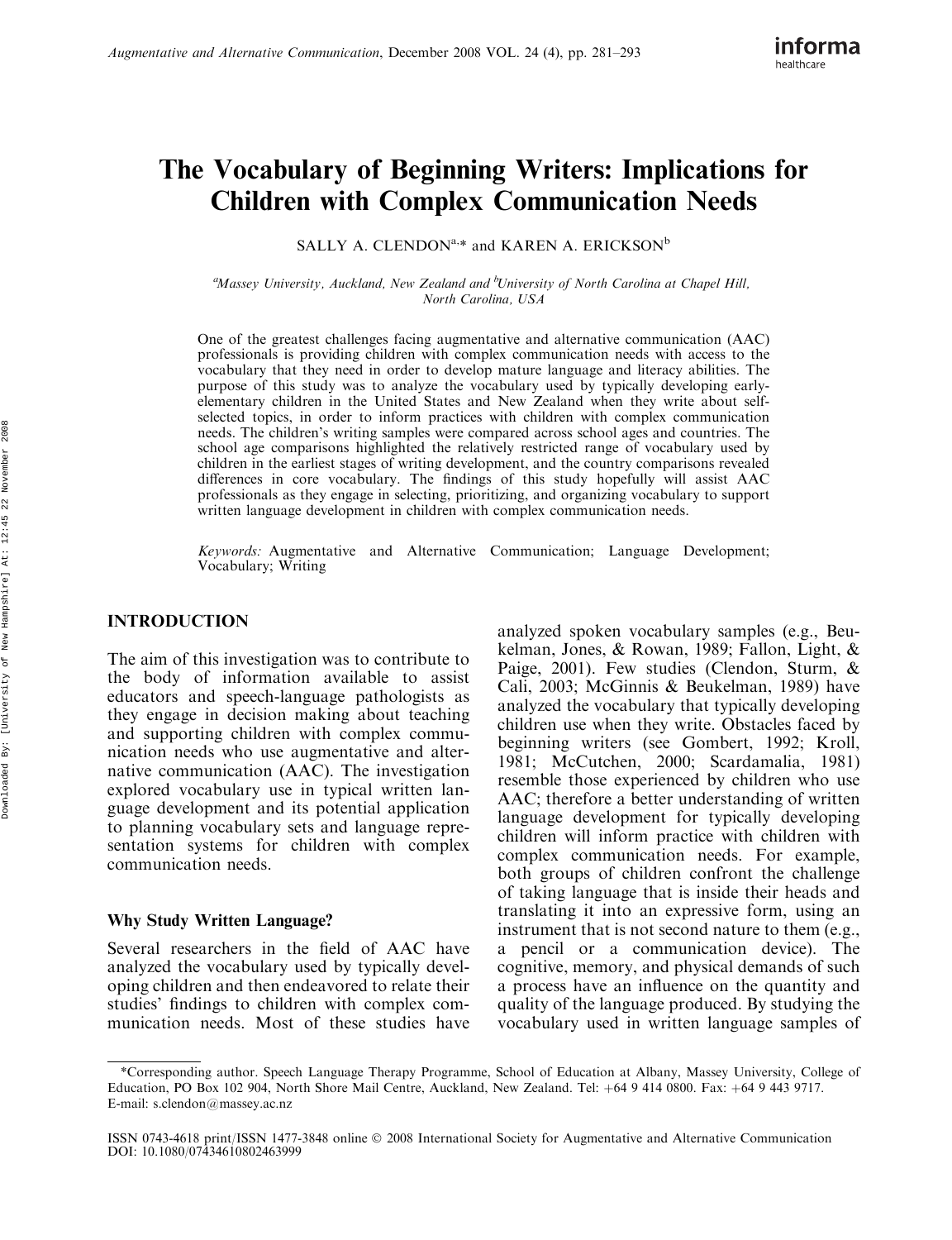# The Vocabulary of Beginning Writers: Implications for Children with Complex Communication Needs

SALLY A. CLENDON[a,*] and KAREN A. ERICKSON[b]

[a]Massey University, Auckland, New Zealand and [b]University of North Carolina at Chapel Hill, North Carolina, USA

One of the greatest challenges facing augmentative and alternative communication (AAC) professionals is providing children with complex communication needs with access to the vocabulary that they need in order to develop mature language and literacy abilities. The purpose of this study was to analyze the vocabulary used by typically developing early-elementary children in the United States and New Zealand when they write about self-selected topics, in order to inform practices with children with complex communication needs. The children's writing samples were compared across school ages and countries. The school age comparisons highlighted the relatively restricted range of vocabulary used by children in the earliest stages of writing development, and the country comparisons revealed differences in core vocabulary. The findings of this study hopefully will assist AAC professionals as they engage in selecting, prioritizing, and organizing vocabulary to support written language development in children with complex communication needs.

*Keywords:* Augmentative and Alternative Communication; Language Development; Vocabulary; Writing

## INTRODUCTION

The aim of this investigation was to contribute to the body of information available to assist educators and speech-language pathologists as they engage in decision making about teaching and supporting children with complex communication needs who use augmentative and alternative communication (AAC). The investigation explored vocabulary use in typical written language development and its potential application to planning vocabulary sets and language representation systems for children with complex communication needs.

### Why Study Written Language?

Several researchers in the field of AAC have analyzed the vocabulary used by typically developing children and then endeavored to relate their studies' findings to children with complex communication needs. Most of these studies have analyzed spoken vocabulary samples (e.g., Beukelman, Jones, & Rowan, 1989; Fallon, Light, & Paige, 2001). Few studies (Clendon, Sturm, & Cali, 2003; McGinnis & Beukelman, 1989) have analyzed the vocabulary that typically developing children use when they write. Obstacles faced by beginning writers (see Gombert, 1992; Kroll, 1981; McCutchen, 2000; Scardamalia, 1981) resemble those experienced by children who use AAC; therefore a better understanding of written language development for typically developing children will inform practice with children with complex communication needs. For example, both groups of children confront the challenge of taking language that is inside their heads and translating it into an expressive form, using an instrument that is not second nature to them (e.g., a pencil or a communication device). The cognitive, memory, and physical demands of such a process have an influence on the quantity and quality of the language produced. By studying the vocabulary used in written language samples of

*Corresponding author. Speech Language Therapy Programme, School of Education at Albany, Massey University, College of Education, PO Box 102 904, North Shore Mail Centre, Auckland, New Zealand. Tel: +64 9 414 0800. Fax: +64 9 443 9717. E-mail: s.clendon@massey.ac.nz

ISSN 0743-4618 print/ISSN 1477-3848 online © 2008 International Society for Augmentative and Alternative Communication
DOI: 10.1080/07434610802463999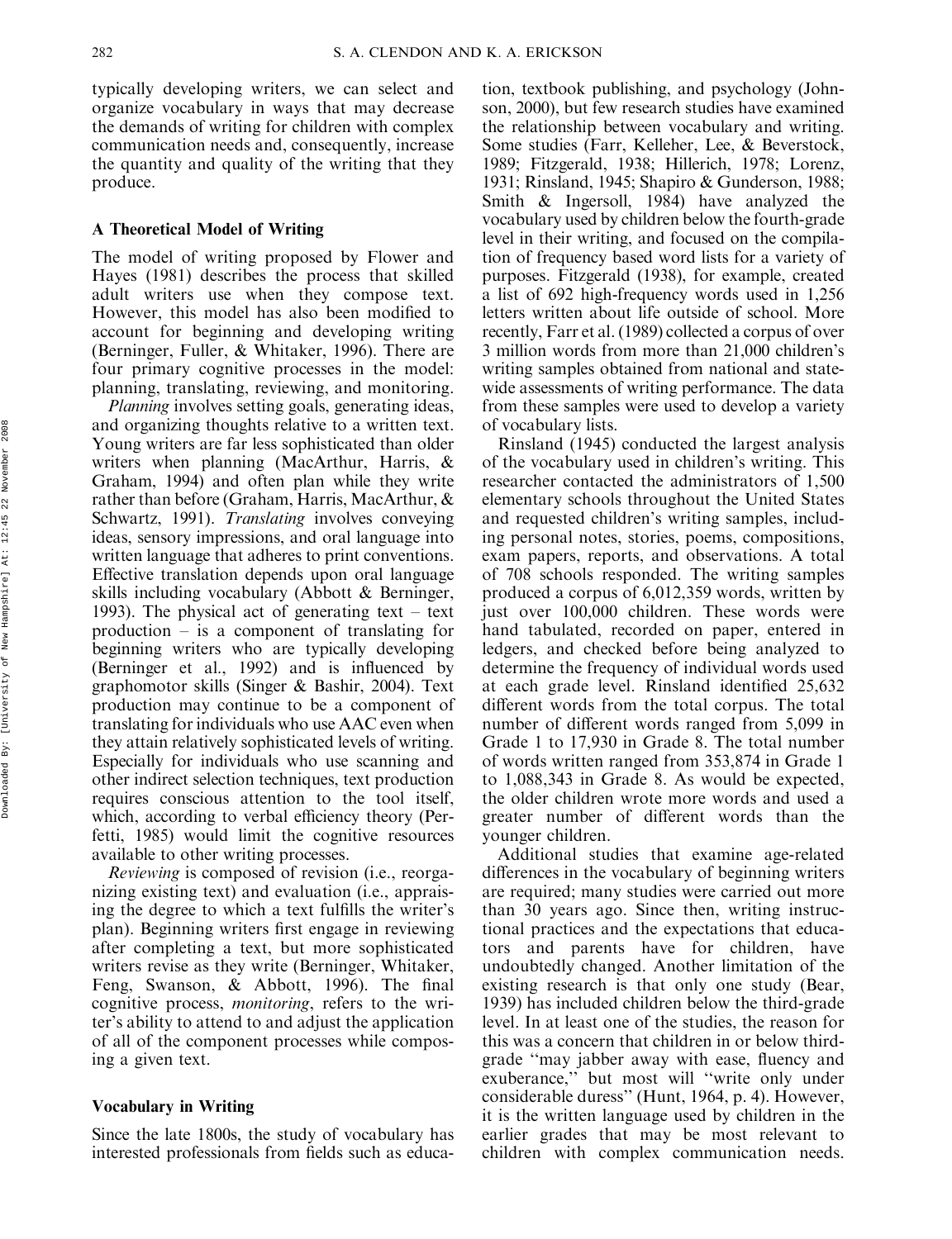typically developing writers, we can select and organize vocabulary in ways that may decrease the demands of writing for children with complex communication needs and, consequently, increase the quantity and quality of the writing that they produce.

## A Theoretical Model of Writing

The model of writing proposed by Flower and Hayes (1981) describes the process that skilled adult writers use when they compose text. However, this model has also been modified to account for beginning and developing writing (Berninger, Fuller, & Whitaker, 1996). There are four primary cognitive processes in the model: planning, translating, reviewing, and monitoring.

*Planning* involves setting goals, generating ideas, and organizing thoughts relative to a written text. Young writers are far less sophisticated than older writers when planning (MacArthur, Harris, & Graham, 1994) and often plan while they write rather than before (Graham, Harris, MacArthur, & Schwartz, 1991). *Translating* involves conveying ideas, sensory impressions, and oral language into written language that adheres to print conventions. Effective translation depends upon oral language skills including vocabulary (Abbott & Berninger, 1993). The physical act of generating text – text production – is a component of translating for beginning writers who are typically developing (Berninger et al., 1992) and is influenced by graphomotor skills (Singer & Bashir, 2004). Text production may continue to be a component of translating for individuals who use AAC even when they attain relatively sophisticated levels of writing. Especially for individuals who use scanning and other indirect selection techniques, text production requires conscious attention to the tool itself, which, according to verbal efficiency theory (Perfetti, 1985) would limit the cognitive resources available to other writing processes.

*Reviewing* is composed of revision (i.e., reorganizing existing text) and evaluation (i.e., appraising the degree to which a text fulfills the writer's plan). Beginning writers first engage in reviewing after completing a text, but more sophisticated writers revise as they write (Berninger, Whitaker, Feng, Swanson, & Abbott, 1996). The final cognitive process, *monitoring*, refers to the writer's ability to attend to and adjust the application of all of the component processes while composing a given text.

## Vocabulary in Writing

Since the late 1800s, the study of vocabulary has interested professionals from fields such as education, textbook publishing, and psychology (Johnson, 2000), but few research studies have examined the relationship between vocabulary and writing. Some studies (Farr, Kelleher, Lee, & Beverstock, 1989; Fitzgerald, 1938; Hillerich, 1978; Lorenz, 1931; Rinsland, 1945; Shapiro & Gunderson, 1988; Smith & Ingersoll, 1984) have analyzed the vocabulary used by children below the fourth-grade level in their writing, and focused on the compilation of frequency based word lists for a variety of purposes. Fitzgerald (1938), for example, created a list of 692 high-frequency words used in 1,256 letters written about life outside of school. More recently, Farr et al. (1989) collected a corpus of over 3 million words from more than 21,000 children's writing samples obtained from national and statewide assessments of writing performance. The data from these samples were used to develop a variety of vocabulary lists.

Rinsland (1945) conducted the largest analysis of the vocabulary used in children's writing. This researcher contacted the administrators of 1,500 elementary schools throughout the United States and requested children's writing samples, including personal notes, stories, poems, compositions, exam papers, reports, and observations. A total of 708 schools responded. The writing samples produced a corpus of 6,012,359 words, written by just over 100,000 children. These words were hand tabulated, recorded on paper, entered in ledgers, and checked before being analyzed to determine the frequency of individual words used at each grade level. Rinsland identified 25,632 different words from the total corpus. The total number of different words ranged from 5,099 in Grade 1 to 17,930 in Grade 8. The total number of words written ranged from 353,874 in Grade 1 to 1,088,343 in Grade 8. As would be expected, the older children wrote more words and used a greater number of different words than the younger children.

Additional studies that examine age-related differences in the vocabulary of beginning writers are required; many studies were carried out more than 30 years ago. Since then, writing instructional practices and the expectations that educators and parents have for children, have undoubtedly changed. Another limitation of the existing research is that only one study (Bear, 1939) has included children below the third-grade level. In at least one of the studies, the reason for this was a concern that children in or below third-grade "may jabber away with ease, fluency and exuberance," but most will "write only under considerable duress" (Hunt, 1964, p. 4). However, it is the written language used by children in the earlier grades that may be most relevant to children with complex communication needs.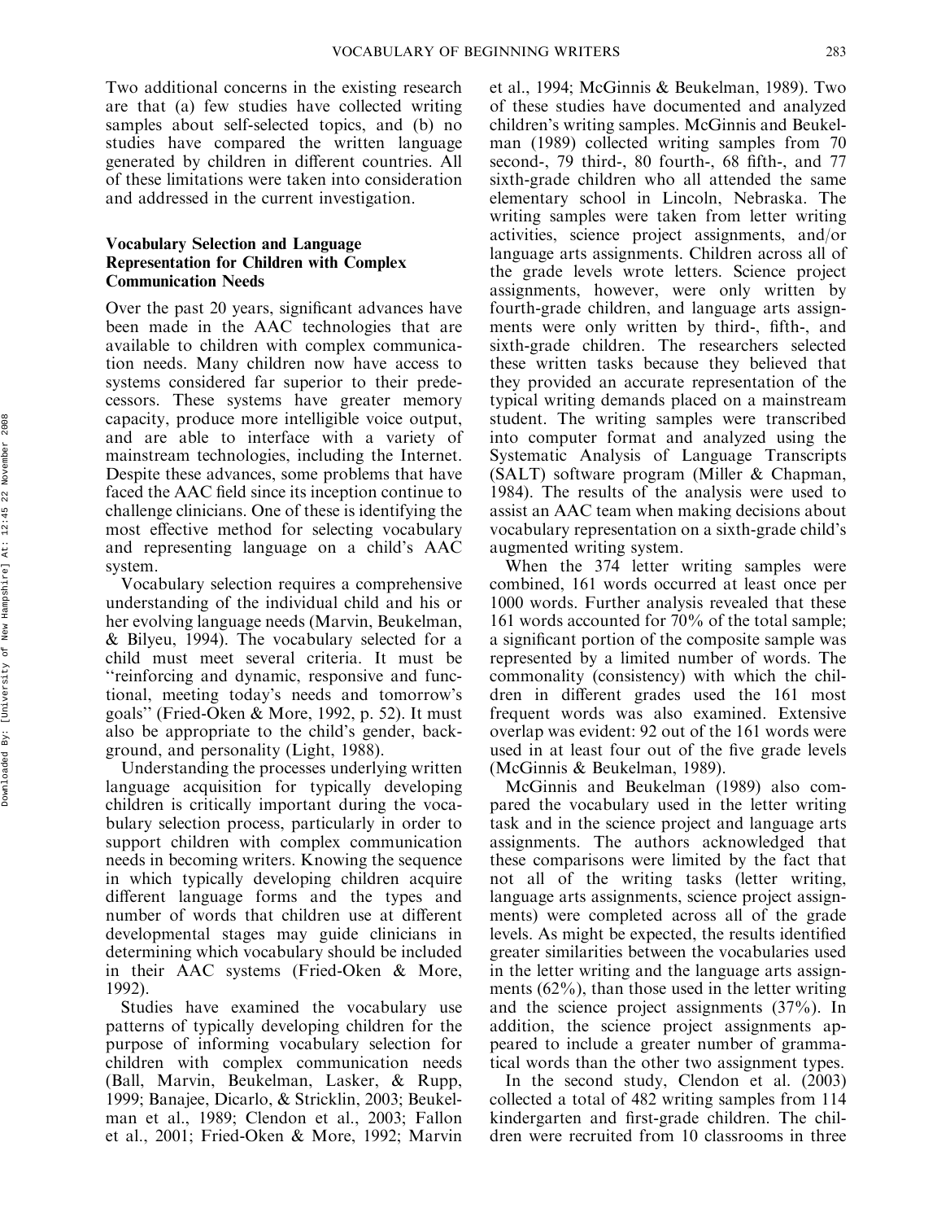Two additional concerns in the existing research are that (a) few studies have collected writing samples about self-selected topics, and (b) no studies have compared the written language generated by children in different countries. All of these limitations were taken into consideration and addressed in the current investigation.

### Vocabulary Selection and Language Representation for Children with Complex Communication Needs

Over the past 20 years, significant advances have been made in the AAC technologies that are available to children with complex communication needs. Many children now have access to systems considered far superior to their predecessors. These systems have greater memory capacity, produce more intelligible voice output, and are able to interface with a variety of mainstream technologies, including the Internet. Despite these advances, some problems that have faced the AAC field since its inception continue to challenge clinicians. One of these is identifying the most effective method for selecting vocabulary and representing language on a child's AAC system.

Vocabulary selection requires a comprehensive understanding of the individual child and his or her evolving language needs (Marvin, Beukelman, & Bilyeu, 1994). The vocabulary selected for a child must meet several criteria. It must be "reinforcing and dynamic, responsive and functional, meeting today's needs and tomorrow's goals" (Fried-Oken & More, 1992, p. 52). It must also be appropriate to the child's gender, background, and personality (Light, 1988).

Understanding the processes underlying written language acquisition for typically developing children is critically important during the vocabulary selection process, particularly in order to support children with complex communication needs in becoming writers. Knowing the sequence in which typically developing children acquire different language forms and the types and number of words that children use at different developmental stages may guide clinicians in determining which vocabulary should be included in their AAC systems (Fried-Oken & More, 1992).

Studies have examined the vocabulary use patterns of typically developing children for the purpose of informing vocabulary selection for children with complex communication needs (Ball, Marvin, Beukelman, Lasker, & Rupp, 1999; Banajee, Dicarlo, & Stricklin, 2003; Beukelman et al., 1989; Clendon et al., 2003; Fallon et al., 2001; Fried-Oken & More, 1992; Marvin et al., 1994; McGinnis & Beukelman, 1989). Two of these studies have documented and analyzed children's writing samples. McGinnis and Beukelman (1989) collected writing samples from 70 second-, 79 third-, 80 fourth-, 68 fifth-, and 77 sixth-grade children who all attended the same elementary school in Lincoln, Nebraska. The writing samples were taken from letter writing activities, science project assignments, and/or language arts assignments. Children across all of the grade levels wrote letters. Science project assignments, however, were only written by fourth-grade children, and language arts assignments were only written by third-, fifth-, and sixth-grade children. The researchers selected these written tasks because they believed that they provided an accurate representation of the typical writing demands placed on a mainstream student. The writing samples were transcribed into computer format and analyzed using the Systematic Analysis of Language Transcripts (SALT) software program (Miller & Chapman, 1984). The results of the analysis were used to assist an AAC team when making decisions about vocabulary representation on a sixth-grade child's augmented writing system.

When the 374 letter writing samples were combined, 161 words occurred at least once per 1000 words. Further analysis revealed that these 161 words accounted for 70% of the total sample; a significant portion of the composite sample was represented by a limited number of words. The commonality (consistency) with which the children in different grades used the 161 most frequent words was also examined. Extensive overlap was evident: 92 out of the 161 words were used in at least four out of the five grade levels (McGinnis & Beukelman, 1989).

McGinnis and Beukelman (1989) also compared the vocabulary used in the letter writing task and in the science project and language arts assignments. The authors acknowledged that these comparisons were limited by the fact that not all of the writing tasks (letter writing, language arts assignments, science project assignments) were completed across all of the grade levels. As might be expected, the results identified greater similarities between the vocabularies used in the letter writing and the language arts assignments (62%), than those used in the letter writing and the science project assignments (37%). In addition, the science project assignments appeared to include a greater number of grammatical words than the other two assignment types.

In the second study, Clendon et al. (2003) collected a total of 482 writing samples from 114 kindergarten and first-grade children. The children were recruited from 10 classrooms in three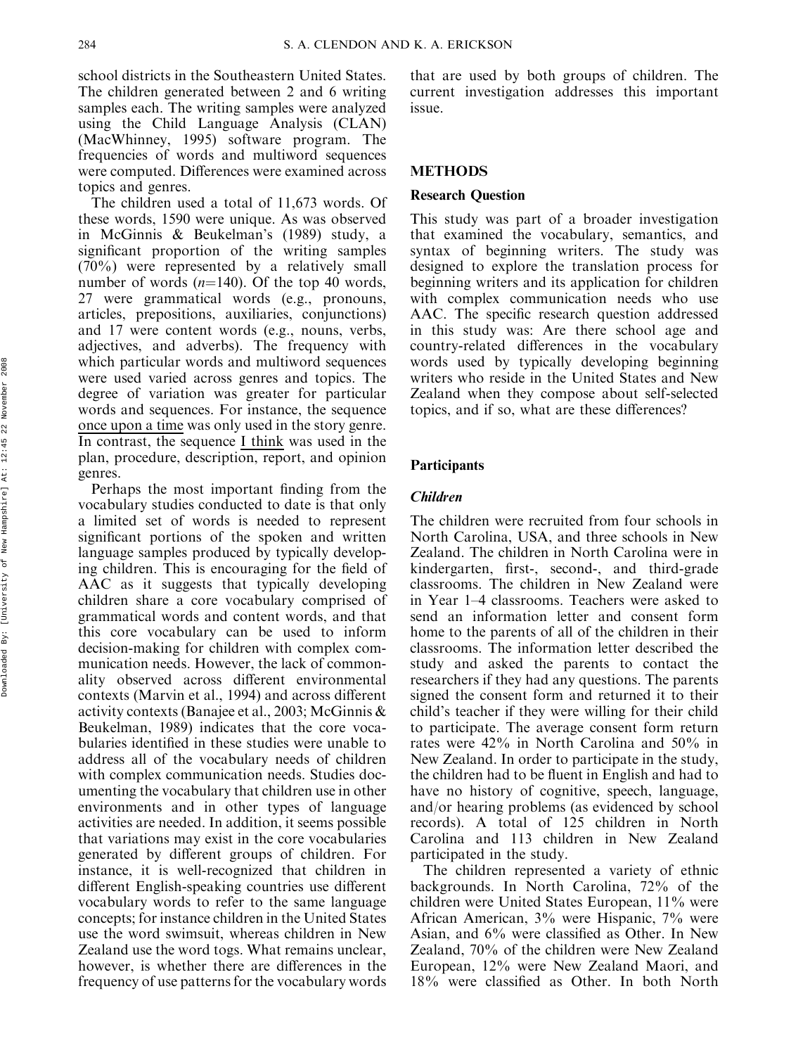school districts in the Southeastern United States. The children generated between 2 and 6 writing samples each. The writing samples were analyzed using the Child Language Analysis (CLAN) (MacWhinney, 1995) software program. The frequencies of words and multiword sequences were computed. Differences were examined across topics and genres.

The children used a total of 11,673 words. Of these words, 1590 were unique. As was observed in McGinnis & Beukelman's (1989) study, a significant proportion of the writing samples (70%) were represented by a relatively small number of words ($n$=140). Of the top 40 words, 27 were grammatical words (e.g., pronouns, articles, prepositions, auxiliaries, conjunctions) and 17 were content words (e.g., nouns, verbs, adjectives, and adverbs). The frequency with which particular words and multiword sequences were used varied across genres and topics. The degree of variation was greater for particular words and sequences. For instance, the sequence once upon a time was only used in the story genre. In contrast, the sequence I think was used in the plan, procedure, description, report, and opinion genres.

Perhaps the most important finding from the vocabulary studies conducted to date is that only a limited set of words is needed to represent significant portions of the spoken and written language samples produced by typically developing children. This is encouraging for the field of AAC as it suggests that typically developing children share a core vocabulary comprised of grammatical words and content words, and that this core vocabulary can be used to inform decision-making for children with complex communication needs. However, the lack of commonality observed across different environmental contexts (Marvin et al., 1994) and across different activity contexts (Banajee et al., 2003; McGinnis & Beukelman, 1989) indicates that the core vocabularies identified in these studies were unable to address all of the vocabulary needs of children with complex communication needs. Studies documenting the vocabulary that children use in other environments and in other types of language activities are needed. In addition, it seems possible that variations may exist in the core vocabularies generated by different groups of children. For instance, it is well-recognized that children in different English-speaking countries use different vocabulary words to refer to the same language concepts; for instance children in the United States use the word swimsuit, whereas children in New Zealand use the word togs. What remains unclear, however, is whether there are differences in the frequency of use patterns for the vocabulary words that are used by both groups of children. The current investigation addresses this important issue.

## METHODS

### Research Question

This study was part of a broader investigation that examined the vocabulary, semantics, and syntax of beginning writers. The study was designed to explore the translation process for beginning writers and its application for children with complex communication needs who use AAC. The specific research question addressed in this study was: Are there school age and country-related differences in the vocabulary words used by typically developing beginning writers who reside in the United States and New Zealand when they compose about self-selected topics, and if so, what are these differences?

### Participants

#### *Children*

The children were recruited from four schools in North Carolina, USA, and three schools in New Zealand. The children in North Carolina were in kindergarten, first-, second-, and third-grade classrooms. The children in New Zealand were in Year 1–4 classrooms. Teachers were asked to send an information letter and consent form home to the parents of all of the children in their classrooms. The information letter described the study and asked the parents to contact the researchers if they had any questions. The parents signed the consent form and returned it to their child's teacher if they were willing for their child to participate. The average consent form return rates were 42% in North Carolina and 50% in New Zealand. In order to participate in the study, the children had to be fluent in English and had to have no history of cognitive, speech, language, and/or hearing problems (as evidenced by school records). A total of 125 children in North Carolina and 113 children in New Zealand participated in the study.

The children represented a variety of ethnic backgrounds. In North Carolina, 72% of the children were United States European, 11% were African American, 3% were Hispanic, 7% were Asian, and 6% were classified as Other. In New Zealand, 70% of the children were New Zealand European, 12% were New Zealand Maori, and 18% were classified as Other. In both North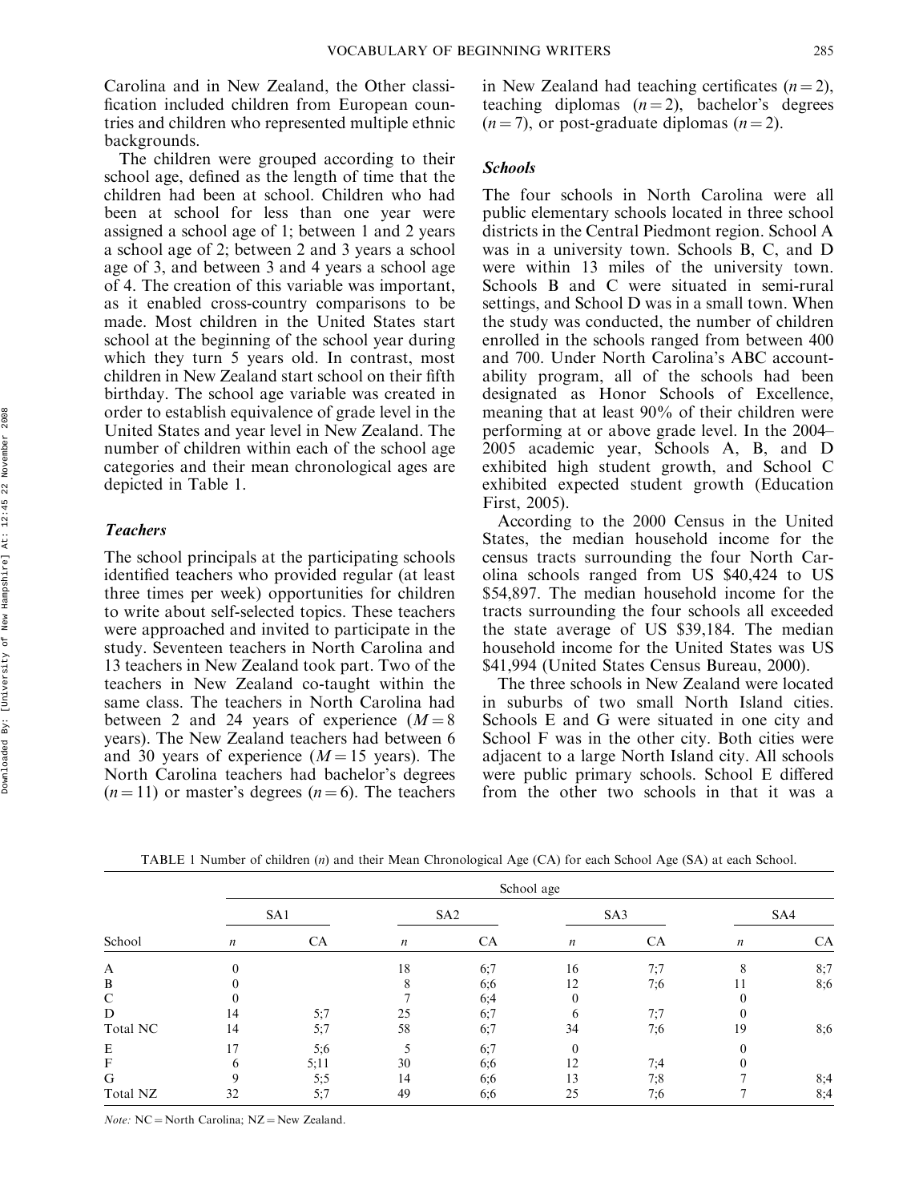Carolina and in New Zealand, the Other classification included children from European countries and children who represented multiple ethnic backgrounds.

The children were grouped according to their school age, defined as the length of time that the children had been at school. Children who had been at school for less than one year were assigned a school age of 1; between 1 and 2 years a school age of 2; between 2 and 3 years a school age of 3, and between 3 and 4 years a school age of 4. The creation of this variable was important, as it enabled cross-country comparisons to be made. Most children in the United States start school at the beginning of the school year during which they turn 5 years old. In contrast, most children in New Zealand start school on their fifth birthday. The school age variable was created in order to establish equivalence of grade level in the United States and year level in New Zealand. The number of children within each of the school age categories and their mean chronological ages are depicted in Table 1.

### Teachers

The school principals at the participating schools identified teachers who provided regular (at least three times per week) opportunities for children to write about self-selected topics. These teachers were approached and invited to participate in the study. Seventeen teachers in North Carolina and 13 teachers in New Zealand took part. Two of the teachers in New Zealand co-taught within the same class. The teachers in North Carolina had between 2 and 24 years of experience ($M = 8$ years). The New Zealand teachers had between 6 and 30 years of experience ($M = 15$ years). The North Carolina teachers had bachelor's degrees ($n = 11$) or master's degrees ($n = 6$). The teachers in New Zealand had teaching certificates ($n = 2$), teaching diplomas ($n = 2$), bachelor's degrees ($n = 7$), or post-graduate diplomas ($n = 2$).

### Schools

The four schools in North Carolina were all public elementary schools located in three school districts in the Central Piedmont region. School A was in a university town. Schools B, C, and D were within 13 miles of the university town. Schools B and C were situated in semi-rural settings, and School D was in a small town. When the study was conducted, the number of children enrolled in the schools ranged from between 400 and 700. Under North Carolina's ABC accountability program, all of the schools had been designated as Honor Schools of Excellence, meaning that at least 90% of their children were performing at or above grade level. In the 2004–2005 academic year, Schools A, B, and D exhibited high student growth, and School C exhibited expected student growth (Education First, 2005).

According to the 2000 Census in the United States, the median household income for the census tracts surrounding the four North Carolina schools ranged from US \$40,424 to US \$54,897. The median household income for the tracts surrounding the four schools all exceeded the state average of US \$39,184. The median household income for the United States was US \$41,994 (United States Census Bureau, 2000).

The three schools in New Zealand were located in suburbs of two small North Island cities. Schools E and G were situated in one city and School F was in the other city. Both cities were adjacent to a large North Island city. All schools were public primary schools. School E differed from the other two schools in that it was a

TABLE 1 Number of children ($n$) and their Mean Chronological Age (CA) for each School Age (SA) at each School.

| School | SA1 | | SA2 | | SA3 | | SA4 | |
|---|---|---|---|---|---|---|---|---|
| | $n$ | CA | $n$ | CA | $n$ | CA | $n$ | CA |
| A | 0 | | 18 | 6;7 | 16 | 7;7 | 8 | 8;7 |
| B | 0 | | 8 | 6;6 | 12 | 7;6 | 11 | 8;6 |
| C | 0 | | 7 | 6;4 | 0 | | 0 | |
| D | 14 | 5;7 | 25 | 6;7 | 6 | 7;7 | 0 | |
| Total NC | 14 | 5;7 | 58 | 6;7 | 34 | 7;6 | 19 | 8;6 |
| E | 17 | 5;6 | 5 | 6;7 | 0 | | 0 | |
| F | 6 | 5;11 | 30 | 6;6 | 12 | 7;4 | 0 | |
| G | 9 | 5;5 | 14 | 6;6 | 13 | 7;8 | 7 | 8;4 |
| Total NZ | 32 | 5;7 | 49 | 6;6 | 25 | 7;6 | 7 | 8;4 |

*Note:* NC = North Carolina; NZ = New Zealand.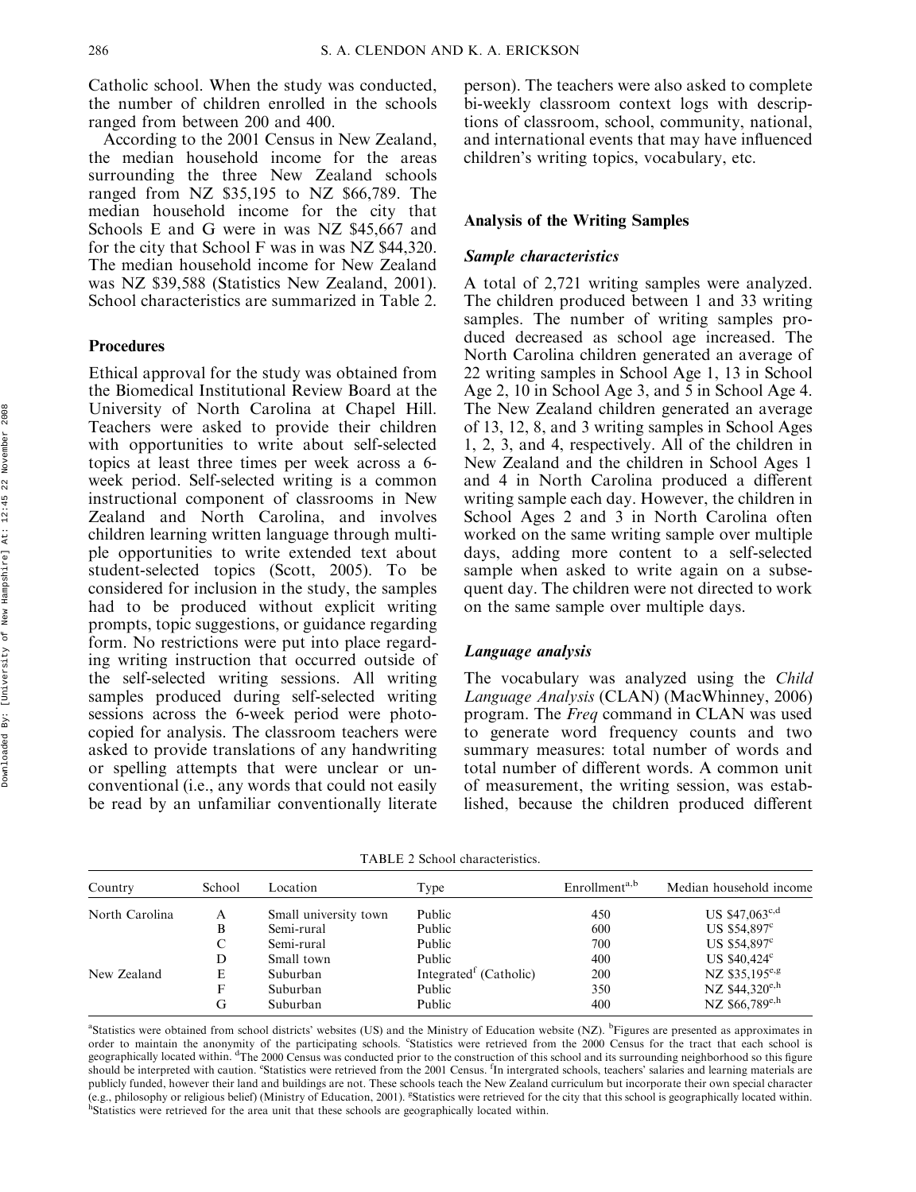Catholic school. When the study was conducted, the number of children enrolled in the schools ranged from between 200 and 400.

According to the 2001 Census in New Zealand, the median household income for the areas surrounding the three New Zealand schools ranged from NZ $35,195 to NZ $66,789. The median household income for the city that Schools E and G were in was NZ $45,667 and for the city that School F was in was NZ $44,320. The median household income for New Zealand was NZ $39,588 (Statistics New Zealand, 2001). School characteristics are summarized in Table 2.

## Procedures

Ethical approval for the study was obtained from the Biomedical Institutional Review Board at the University of North Carolina at Chapel Hill. Teachers were asked to provide their children with opportunities to write about self-selected topics at least three times per week across a 6-week period. Self-selected writing is a common instructional component of classrooms in New Zealand and North Carolina, and involves children learning written language through multiple opportunities to write extended text about student-selected topics (Scott, 2005). To be considered for inclusion in the study, the samples had to be produced without explicit writing prompts, topic suggestions, or guidance regarding form. No restrictions were put into place regarding writing instruction that occurred outside of the self-selected writing sessions. All writing samples produced during self-selected writing sessions across the 6-week period were photocopied for analysis. The classroom teachers were asked to provide translations of any handwriting or spelling attempts that were unclear or unconventional (i.e., any words that could not easily be read by an unfamiliar conventionally literate person). The teachers were also asked to complete bi-weekly classroom context logs with descriptions of classroom, school, community, national, and international events that may have influenced children's writing topics, vocabulary, etc.

## Analysis of the Writing Samples

### *Sample characteristics*

A total of 2,721 writing samples were analyzed. The children produced between 1 and 33 writing samples. The number of writing samples produced decreased as school age increased. The North Carolina children generated an average of 22 writing samples in School Age 1, 13 in School Age 2, 10 in School Age 3, and 5 in School Age 4. The New Zealand children generated an average of 13, 12, 8, and 3 writing samples in School Ages 1, 2, 3, and 4, respectively. All of the children in New Zealand and the children in School Ages 1 and 4 in North Carolina produced a different writing sample each day. However, the children in School Ages 2 and 3 in North Carolina often worked on the same writing sample over multiple days, adding more content to a self-selected sample when asked to write again on a subsequent day. The children were not directed to work on the same sample over multiple days.

### *Language analysis*

The vocabulary was analyzed using the *Child Language Analysis* (CLAN) (MacWhinney, 2006) program. The *Freq* command in CLAN was used to generate word frequency counts and two summary measures: total number of words and total number of different words. A common unit of measurement, the writing session, was established, because the children produced different

TABLE 2 School characteristics.

| Country | School | Location | Type | Enrollment[a,b] | Median household income |
|---|---|---|---|---|---|
| North Carolina | A | Small university town | Public | 450 | US $47,063[c,d] |
| | B | Semi-rural | Public | 600 | US $54,897[c] |
| | C | Semi-rural | Public | 700 | US $54,897[c] |
| | D | Small town | Public | 400 | US $40,424[c] |
| New Zealand | E | Suburban | Integrated[f] (Catholic) | 200 | NZ $35,195[e,g] |
| | F | Suburban | Public | 350 | NZ $44,320[e,h] |
| | G | Suburban | Public | 400 | NZ $66,789[e,h] |

[a]Statistics were obtained from school districts' websites (US) and the Ministry of Education website (NZ). [b]Figures are presented as approximates in order to maintain the anonymity of the participating schools. [c]Statistics were retrieved from the 2000 Census for the tract that each school is geographically located within. [d]The 2000 Census was conducted prior to the construction of this school and its surrounding neighborhood so this figure should be interpreted with caution. [e]Statistics were retrieved from the 2001 Census. [f]In intergrated schools, teachers' salaries and learning materials are publicly funded, however their land and buildings are not. These schools teach the New Zealand curriculum but incorporate their own special character (e.g., philosophy or religious belief) (Ministry of Education, 2001). [g]Statistics were retrieved for the city that this school is geographically located within. [h]Statistics were retrieved for the area unit that these schools are geographically located within.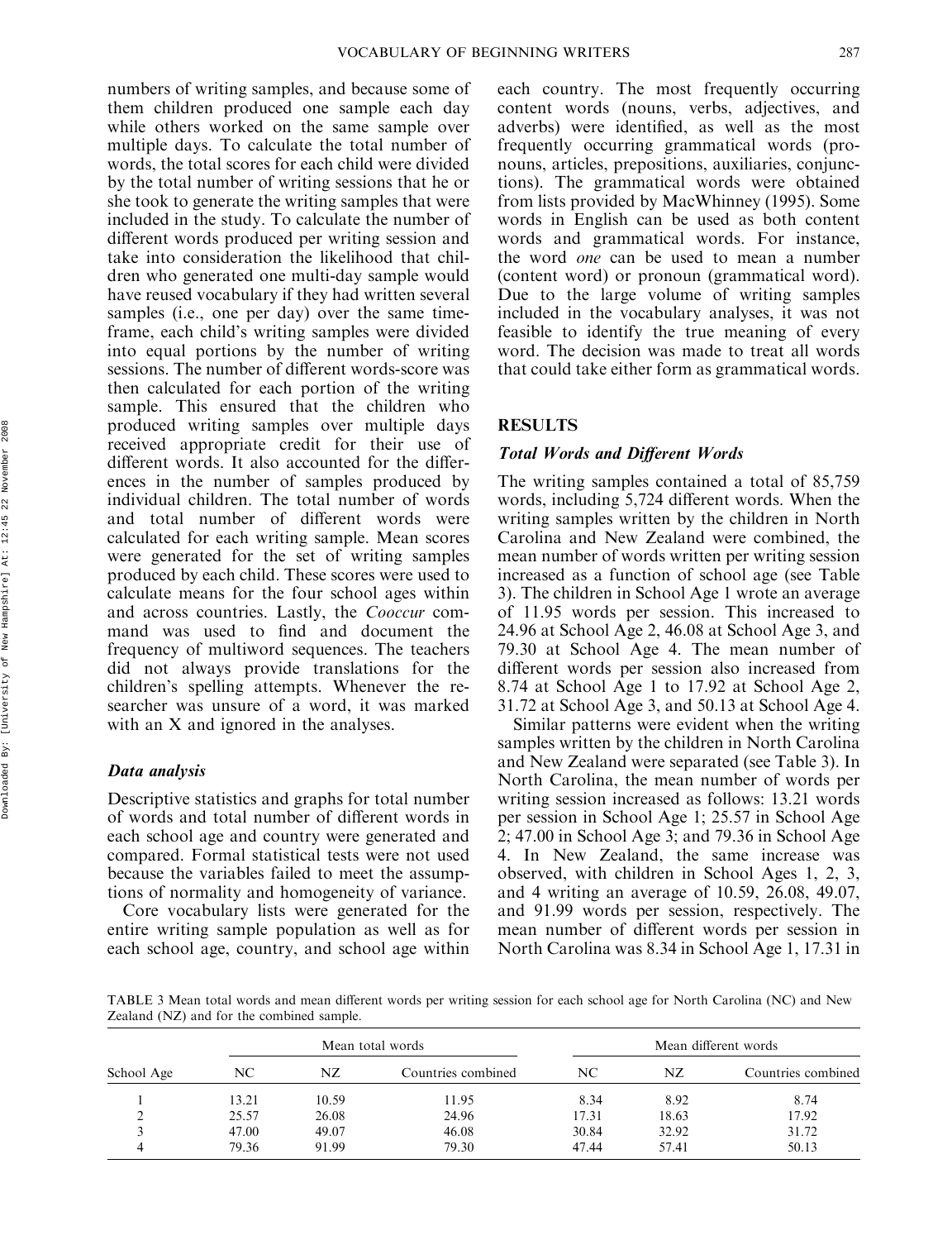numbers of writing samples, and because some of them children produced one sample each day while others worked on the same sample over multiple days. To calculate the total number of words, the total scores for each child were divided by the total number of writing sessions that he or she took to generate the writing samples that were included in the study. To calculate the number of different words produced per writing session and take into consideration the likelihood that children who generated one multi-day sample would have reused vocabulary if they had written several samples (i.e., one per day) over the same timeframe, each child's writing samples were divided into equal portions by the number of writing sessions. The number of different words-score was then calculated for each portion of the writing sample. This ensured that the children who produced writing samples over multiple days received appropriate credit for their use of different words. It also accounted for the differences in the number of samples produced by individual children. The total number of words and total number of different words were calculated for each writing sample. Mean scores were generated for the set of writing samples produced by each child. These scores were used to calculate means for the four school ages within and across countries. Lastly, the *Cooccur* command was used to find and document the frequency of multiword sequences. The teachers did not always provide translations for the children's spelling attempts. Whenever the researcher was unsure of a word, it was marked with an X and ignored in the analyses.

### Data analysis

Descriptive statistics and graphs for total number of words and total number of different words in each school age and country were generated and compared. Formal statistical tests were not used because the variables failed to meet the assumptions of normality and homogeneity of variance.

Core vocabulary lists were generated for the entire writing sample population as well as for each school age, country, and school age within each country. The most frequently occurring content words (nouns, verbs, adjectives, and adverbs) were identified, as well as the most frequently occurring grammatical words (pronouns, articles, prepositions, auxiliaries, conjunctions). The grammatical words were obtained from lists provided by MacWhinney (1995). Some words in English can be used as both content words and grammatical words. For instance, the word *one* can be used to mean a number (content word) or pronoun (grammatical word). Due to the large volume of writing samples included in the vocabulary analyses, it was not feasible to identify the true meaning of every word. The decision was made to treat all words that could take either form as grammatical words.

## RESULTS

### Total Words and Different Words

The writing samples contained a total of 85,759 words, including 5,724 different words. When the writing samples written by the children in North Carolina and New Zealand were combined, the mean number of words written per writing session increased as a function of school age (see Table 3). The children in School Age 1 wrote an average of 11.95 words per session. This increased to 24.96 at School Age 2, 46.08 at School Age 3, and 79.30 at School Age 4. The mean number of different words per session also increased from 8.74 at School Age 1 to 17.92 at School Age 2, 31.72 at School Age 3, and 50.13 at School Age 4.

Similar patterns were evident when the writing samples written by the children in North Carolina and New Zealand were separated (see Table 3). In North Carolina, the mean number of words per writing session increased as follows: 13.21 words per session in School Age 1; 25.57 in School Age 2; 47.00 in School Age 3; and 79.36 in School Age 4. In New Zealand, the same increase was observed, with children in School Ages 1, 2, 3, and 4 writing an average of 10.59, 26.08, 49.07, and 91.99 words per session, respectively. The mean number of different words per session in North Carolina was 8.34 in School Age 1, 17.31 in

TABLE 3 Mean total words and mean different words per writing session for each school age for North Carolina (NC) and New Zealand (NZ) and for the combined sample.

| School Age | Mean total words | | | Mean different words | | |
|---|---|---|---|---|---|---|
| | NC | NZ | Countries combined | NC | NZ | Countries combined |
| 1 | 13.21 | 10.59 | 11.95 | 8.34 | 8.92 | 8.74 |
| 2 | 25.57 | 26.08 | 24.96 | 17.31 | 18.63 | 17.92 |
| 3 | 47.00 | 49.07 | 46.08 | 30.84 | 32.92 | 31.72 |
| 4 | 79.36 | 91.99 | 79.30 | 47.44 | 57.41 | 50.13 |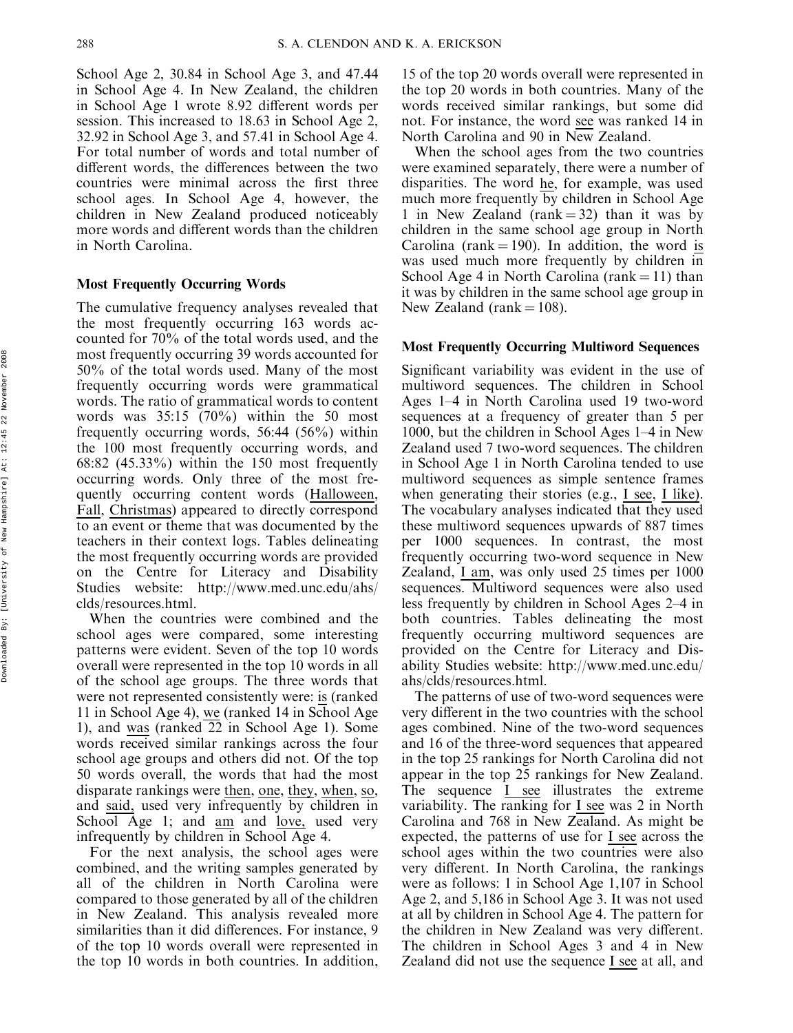School Age 2, 30.84 in School Age 3, and 47.44 in School Age 4. In New Zealand, the children in School Age 1 wrote 8.92 different words per session. This increased to 18.63 in School Age 2, 32.92 in School Age 3, and 57.41 in School Age 4. For total number of words and total number of different words, the differences between the two countries were minimal across the first three school ages. In School Age 4, however, the children in New Zealand produced noticeably more words and different words than the children in North Carolina.

### Most Frequently Occurring Words

The cumulative frequency analyses revealed that the most frequently occurring 163 words accounted for 70% of the total words used, and the most frequently occurring 39 words accounted for 50% of the total words used. Many of the most frequently occurring words were grammatical words. The ratio of grammatical words to content words was 35:15 (70%) within the 50 most frequently occurring words, 56:44 (56%) within the 100 most frequently occurring words, and 68:82 (45.33%) within the 150 most frequently occurring words. Only three of the most frequently occurring content words (Halloween, Fall, Christmas) appeared to directly correspond to an event or theme that was documented by the teachers in their context logs. Tables delineating the most frequently occurring words are provided on the Centre for Literacy and Disability Studies website: http://www.med.unc.edu/ahs/clds/resources.html.

When the countries were combined and the school ages were compared, some interesting patterns were evident. Seven of the top 10 words overall were represented in the top 10 words in all of the school age groups. The three words that were not represented consistently were: is (ranked 11 in School Age 4), we (ranked 14 in School Age 1), and was (ranked 22 in School Age 1). Some words received similar rankings across the four school age groups and others did not. Of the top 50 words overall, the words that had the most disparate rankings were then, one, they, when, so, and said, used very infrequently by children in School Age 1; and am and love, used very infrequently by children in School Age 4.

For the next analysis, the school ages were combined, and the writing samples generated by all of the children in North Carolina were compared to those generated by all of the children in New Zealand. This analysis revealed more similarities than it did differences. For instance, 9 of the top 10 words overall were represented in the top 10 words in both countries. In addition, 15 of the top 20 words overall were represented in the top 20 words in both countries. Many of the words received similar rankings, but some did not. For instance, the word see was ranked 14 in North Carolina and 90 in New Zealand.

When the school ages from the two countries were examined separately, there were a number of disparities. The word he, for example, was used much more frequently by children in School Age 1 in New Zealand (rank = 32) than it was by children in the same school age group in North Carolina (rank = 190). In addition, the word is was used much more frequently by children in School Age 4 in North Carolina (rank = 11) than it was by children in the same school age group in New Zealand (rank = 108).

### Most Frequently Occurring Multiword Sequences

Significant variability was evident in the use of multiword sequences. The children in School Ages 1–4 in North Carolina used 19 two-word sequences at a frequency of greater than 5 per 1000, but the children in School Ages 1–4 in New Zealand used 7 two-word sequences. The children in School Age 1 in North Carolina tended to use multiword sequences as simple sentence frames when generating their stories (e.g., I see, I like). The vocabulary analyses indicated that they used these multiword sequences upwards of 887 times per 1000 sequences. In contrast, the most frequently occurring two-word sequence in New Zealand, I am, was only used 25 times per 1000 sequences. Multiword sequences were also used less frequently by children in School Ages 2–4 in both countries. Tables delineating the most frequently occurring multiword sequences are provided on the Centre for Literacy and Disability Studies website: http://www.med.unc.edu/ahs/clds/resources.html.

The patterns of use of two-word sequences were very different in the two countries with the school ages combined. Nine of the two-word sequences and 16 of the three-word sequences that appeared in the top 25 rankings for North Carolina did not appear in the top 25 rankings for New Zealand. The sequence I see illustrates the extreme variability. The ranking for I see was 2 in North Carolina and 768 in New Zealand. As might be expected, the patterns of use for I see across the school ages within the two countries were also very different. In North Carolina, the rankings were as follows: 1 in School Age 1,107 in School Age 2, and 5,186 in School Age 3. It was not used at all by children in School Age 4. The pattern for the children in New Zealand was very different. The children in School Ages 3 and 4 in New Zealand did not use the sequence I see at all, and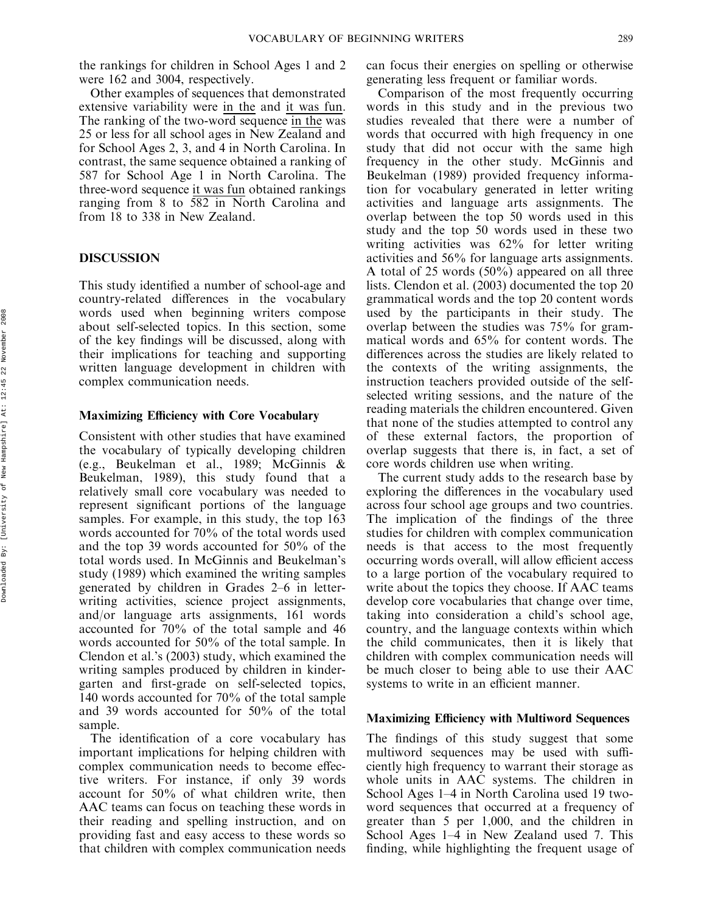the rankings for children in School Ages 1 and 2 were 162 and 3004, respectively.

Other examples of sequences that demonstrated extensive variability were in the and it was fun. The ranking of the two-word sequence in the was 25 or less for all school ages in New Zealand and for School Ages 2, 3, and 4 in North Carolina. In contrast, the same sequence obtained a ranking of 587 for School Age 1 in North Carolina. The three-word sequence it was fun obtained rankings ranging from 8 to 582 in North Carolina and from 18 to 338 in New Zealand.

## DISCUSSION

This study identified a number of school-age and country-related differences in the vocabulary words used when beginning writers compose about self-selected topics. In this section, some of the key findings will be discussed, along with their implications for teaching and supporting written language development in children with complex communication needs.

### Maximizing Efficiency with Core Vocabulary

Consistent with other studies that have examined the vocabulary of typically developing children (e.g., Beukelman et al., 1989; McGinnis & Beukelman, 1989), this study found that a relatively small core vocabulary was needed to represent significant portions of the language samples. For example, in this study, the top 163 words accounted for 70% of the total words used and the top 39 words accounted for 50% of the total words used. In McGinnis and Beukelman's study (1989) which examined the writing samples generated by children in Grades 2–6 in letter-writing activities, science project assignments, and/or language arts assignments, 161 words accounted for 70% of the total sample and 46 words accounted for 50% of the total sample. In Clendon et al.'s (2003) study, which examined the writing samples produced by children in kindergarten and first-grade on self-selected topics, 140 words accounted for 70% of the total sample and 39 words accounted for 50% of the total sample.

The identification of a core vocabulary has important implications for helping children with complex communication needs to become effective writers. For instance, if only 39 words account for 50% of what children write, then AAC teams can focus on teaching these words in their reading and spelling instruction, and on providing fast and easy access to these words so that children with complex communication needs can focus their energies on spelling or otherwise generating less frequent or familiar words.

Comparison of the most frequently occurring words in this study and in the previous two studies revealed that there were a number of words that occurred with high frequency in one study that did not occur with the same high frequency in the other study. McGinnis and Beukelman (1989) provided frequency information for vocabulary generated in letter writing activities and language arts assignments. The overlap between the top 50 words used in this study and the top 50 words used in these two writing activities was 62% for letter writing activities and 56% for language arts assignments. A total of 25 words (50%) appeared on all three lists. Clendon et al. (2003) documented the top 20 grammatical words and the top 20 content words used by the participants in their study. The overlap between the studies was 75% for grammatical words and 65% for content words. The differences across the studies are likely related to the contexts of the writing assignments, the instruction teachers provided outside of the self-selected writing sessions, and the nature of the reading materials the children encountered. Given that none of the studies attempted to control any of these external factors, the proportion of overlap suggests that there is, in fact, a set of core words children use when writing.

The current study adds to the research base by exploring the differences in the vocabulary used across four school age groups and two countries. The implication of the findings of the three studies for children with complex communication needs is that access to the most frequently occurring words overall, will allow efficient access to a large portion of the vocabulary required to write about the topics they choose. If AAC teams develop core vocabularies that change over time, taking into consideration a child's school age, country, and the language contexts within which the child communicates, then it is likely that children with complex communication needs will be much closer to being able to use their AAC systems to write in an efficient manner.

### Maximizing Efficiency with Multiword Sequences

The findings of this study suggest that some multiword sequences may be used with sufficiently high frequency to warrant their storage as whole units in AAC systems. The children in School Ages 1–4 in North Carolina used 19 two-word sequences that occurred at a frequency of greater than 5 per 1,000, and the children in School Ages 1–4 in New Zealand used 7. This finding, while highlighting the frequent usage of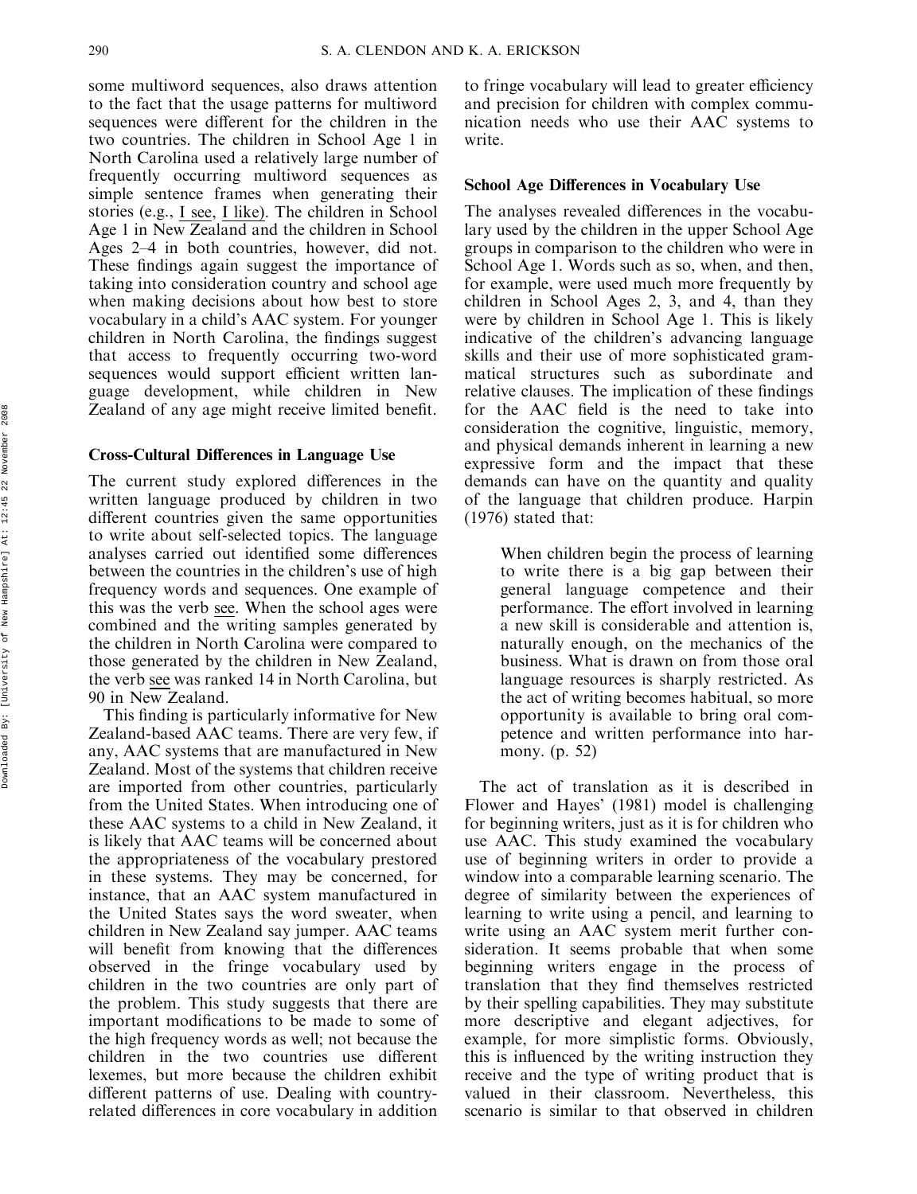some multiword sequences, also draws attention to the fact that the usage patterns for multiword sequences were different for the children in the two countries. The children in School Age 1 in North Carolina used a relatively large number of frequently occurring multiword sequences as simple sentence frames when generating their stories (e.g., I see, I like). The children in School Age 1 in New Zealand and the children in School Ages 2–4 in both countries, however, did not. These findings again suggest the importance of taking into consideration country and school age when making decisions about how best to store vocabulary in a child's AAC system. For younger children in North Carolina, the findings suggest that access to frequently occurring two-word sequences would support efficient written language development, while children in New Zealand of any age might receive limited benefit.

### Cross-Cultural Differences in Language Use

The current study explored differences in the written language produced by children in two different countries given the same opportunities to write about self-selected topics. The language analyses carried out identified some differences between the countries in the children's use of high frequency words and sequences. One example of this was the verb see. When the school ages were combined and the writing samples generated by the children in North Carolina were compared to those generated by the children in New Zealand, the verb see was ranked 14 in North Carolina, but 90 in New Zealand.

This finding is particularly informative for New Zealand-based AAC teams. There are very few, if any, AAC systems that are manufactured in New Zealand. Most of the systems that children receive are imported from other countries, particularly from the United States. When introducing one of these AAC systems to a child in New Zealand, it is likely that AAC teams will be concerned about the appropriateness of the vocabulary prestored in these systems. They may be concerned, for instance, that an AAC system manufactured in the United States says the word sweater, when children in New Zealand say jumper. AAC teams will benefit from knowing that the differences observed in the fringe vocabulary used by children in the two countries are only part of the problem. This study suggests that there are important modifications to be made to some of the high frequency words as well; not because the children in the two countries use different lexemes, but more because the children exhibit different patterns of use. Dealing with country-related differences in core vocabulary in addition to fringe vocabulary will lead to greater efficiency and precision for children with complex communication needs who use their AAC systems to write.

### School Age Differences in Vocabulary Use

The analyses revealed differences in the vocabulary used by the children in the upper School Age groups in comparison to the children who were in School Age 1. Words such as so, when, and then, for example, were used much more frequently by children in School Ages 2, 3, and 4, than they were by children in School Age 1. This is likely indicative of the children's advancing language skills and their use of more sophisticated grammatical structures such as subordinate and relative clauses. The implication of these findings for the AAC field is the need to take into consideration the cognitive, linguistic, memory, and physical demands inherent in learning a new expressive form and the impact that these demands can have on the quantity and quality of the language that children produce. Harpin (1976) stated that:

> When children begin the process of learning to write there is a big gap between their general language competence and their performance. The effort involved in learning a new skill is considerable and attention is, naturally enough, on the mechanics of the business. What is drawn on from those oral language resources is sharply restricted. As the act of writing becomes habitual, so more opportunity is available to bring oral competence and written performance into harmony. (p. 52)

The act of translation as it is described in Flower and Hayes' (1981) model is challenging for beginning writers, just as it is for children who use AAC. This study examined the vocabulary use of beginning writers in order to provide a window into a comparable learning scenario. The degree of similarity between the experiences of learning to write using a pencil, and learning to write using an AAC system merit further consideration. It seems probable that when some beginning writers engage in the process of translation that they find themselves restricted by their spelling capabilities. They may substitute more descriptive and elegant adjectives, for example, for more simplistic forms. Obviously, this is influenced by the writing instruction they receive and the type of writing product that is valued in their classroom. Nevertheless, this scenario is similar to that observed in children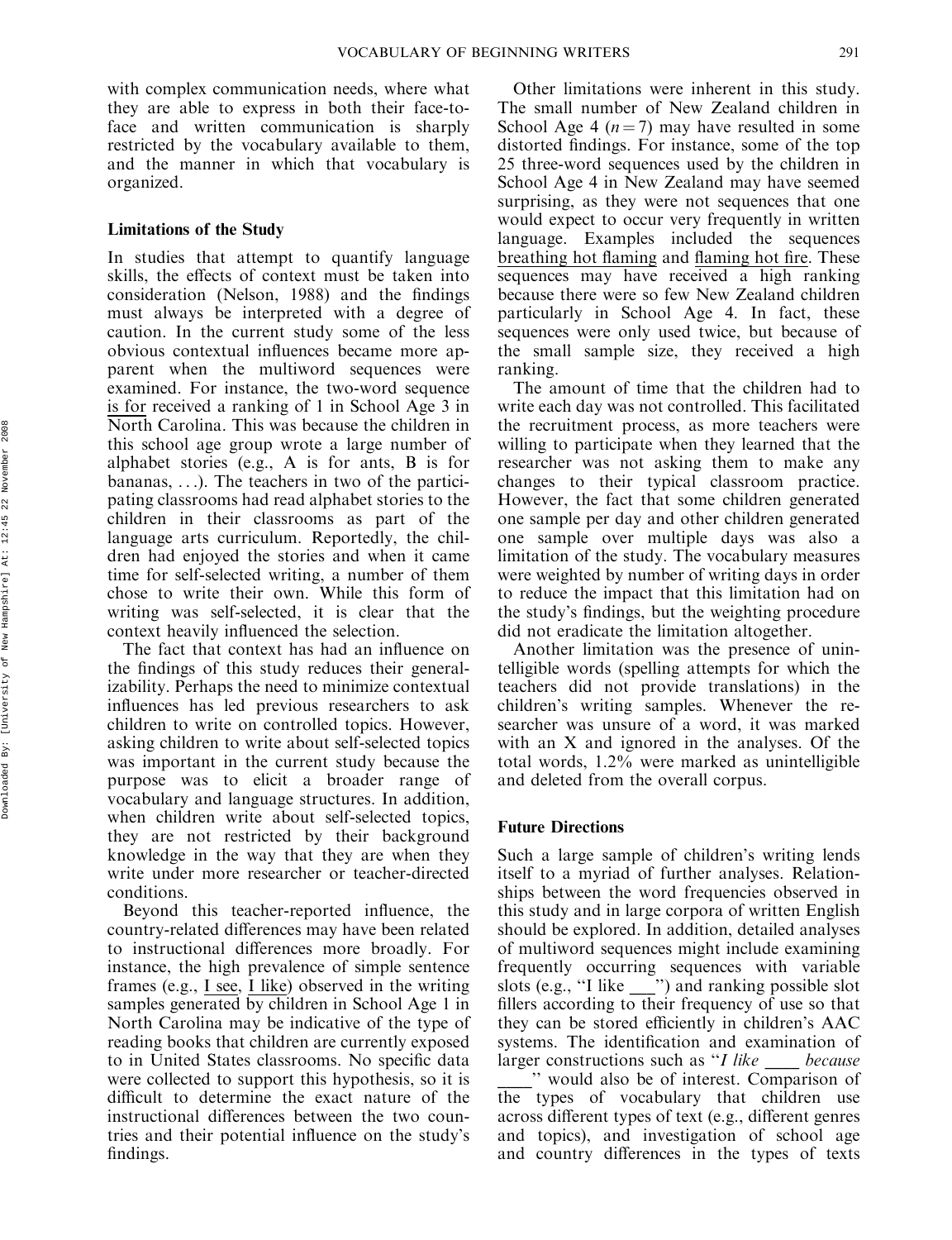with complex communication needs, where what they are able to express in both their face-to-face and written communication is sharply restricted by the vocabulary available to them, and the manner in which that vocabulary is organized.

### Limitations of the Study

In studies that attempt to quantify language skills, the effects of context must be taken into consideration (Nelson, 1988) and the findings must always be interpreted with a degree of caution. In the current study some of the less obvious contextual influences became more apparent when the multiword sequences were examined. For instance, the two-word sequence is for received a ranking of 1 in School Age 3 in North Carolina. This was because the children in this school age group wrote a large number of alphabet stories (e.g., A is for ants, B is for bananas, ...). The teachers in two of the participating classrooms had read alphabet stories to the children in their classrooms as part of the language arts curriculum. Reportedly, the children had enjoyed the stories and when it came time for self-selected writing, a number of them chose to write their own. While this form of writing was self-selected, it is clear that the context heavily influenced the selection.

The fact that context has had an influence on the findings of this study reduces their generalizability. Perhaps the need to minimize contextual influences has led previous researchers to ask children to write on controlled topics. However, asking children to write about self-selected topics was important in the current study because the purpose was to elicit a broader range of vocabulary and language structures. In addition, when children write about self-selected topics, they are not restricted by their background knowledge in the way that they are when they write under more researcher or teacher-directed conditions.

Beyond this teacher-reported influence, the country-related differences may have been related to instructional differences more broadly. For instance, the high prevalence of simple sentence frames (e.g., I see, I like) observed in the writing samples generated by children in School Age 1 in North Carolina may be indicative of the type of reading books that children are currently exposed to in United States classrooms. No specific data were collected to support this hypothesis, so it is difficult to determine the exact nature of the instructional differences between the two countries and their potential influence on the study's findings.

Other limitations were inherent in this study. The small number of New Zealand children in School Age 4 ($n = 7$) may have resulted in some distorted findings. For instance, some of the top 25 three-word sequences used by the children in School Age 4 in New Zealand may have seemed surprising, as they were not sequences that one would expect to occur very frequently in written language. Examples included the sequences breathing hot flaming and flaming hot fire. These sequences may have received a high ranking because there were so few New Zealand children particularly in School Age 4. In fact, these sequences were only used twice, but because of the small sample size, they received a high ranking.

The amount of time that the children had to write each day was not controlled. This facilitated the recruitment process, as more teachers were willing to participate when they learned that the researcher was not asking them to make any changes to their typical classroom practice. However, the fact that some children generated one sample per day and other children generated one sample over multiple days was also a limitation of the study. The vocabulary measures were weighted by number of writing days in order to reduce the impact that this limitation had on the study's findings, but the weighting procedure did not eradicate the limitation altogether.

Another limitation was the presence of unintelligible words (spelling attempts for which the teachers did not provide translations) in the children's writing samples. Whenever the researcher was unsure of a word, it was marked with an X and ignored in the analyses. Of the total words, 1.2% were marked as unintelligible and deleted from the overall corpus.

### Future Directions

Such a large sample of children's writing lends itself to a myriad of further analyses. Relationships between the word frequencies observed in this study and in large corpora of written English should be explored. In addition, detailed analyses of multiword sequences might include examining frequently occurring sequences with variable slots (e.g., "I like ___") and ranking possible slot fillers according to their frequency of use so that they can be stored efficiently in children's AAC systems. The identification and examination of larger constructions such as "*I like ____ because ____*" would also be of interest. Comparison of the types of vocabulary that children use across different types of text (e.g., different genres and topics), and investigation of school age and country differences in the types of texts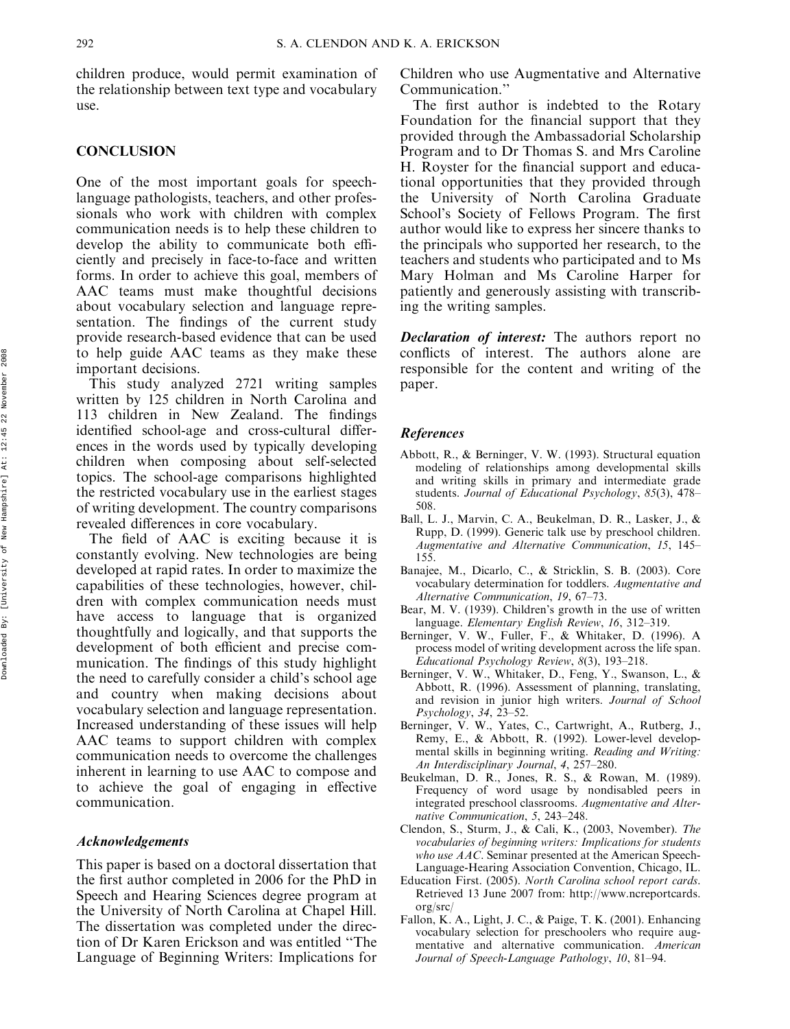children produce, would permit examination of the relationship between text type and vocabulary use.

## CONCLUSION

One of the most important goals for speech-language pathologists, teachers, and other professionals who work with children with complex communication needs is to help these children to develop the ability to communicate both efficiently and precisely in face-to-face and written forms. In order to achieve this goal, members of AAC teams must make thoughtful decisions about vocabulary selection and language representation. The findings of the current study provide research-based evidence that can be used to help guide AAC teams as they make these important decisions.

This study analyzed 2721 writing samples written by 125 children in North Carolina and 113 children in New Zealand. The findings identified school-age and cross-cultural differences in the words used by typically developing children when composing about self-selected topics. The school-age comparisons highlighted the restricted vocabulary use in the earliest stages of writing development. The country comparisons revealed differences in core vocabulary.

The field of AAC is exciting because it is constantly evolving. New technologies are being developed at rapid rates. In order to maximize the capabilities of these technologies, however, children with complex communication needs must have access to language that is organized thoughtfully and logically, and that supports the development of both efficient and precise communication. The findings of this study highlight the need to carefully consider a child's school age and country when making decisions about vocabulary selection and language representation. Increased understanding of these issues will help AAC teams to support children with complex communication needs to overcome the challenges inherent in learning to use AAC to compose and to achieve the goal of engaging in effective communication.

### *Acknowledgements*

This paper is based on a doctoral dissertation that the first author completed in 2006 for the PhD in Speech and Hearing Sciences degree program at the University of North Carolina at Chapel Hill. The dissertation was completed under the direction of Dr Karen Erickson and was entitled "The Language of Beginning Writers: Implications for Children who use Augmentative and Alternative Communication."

The first author is indebted to the Rotary Foundation for the financial support that they provided through the Ambassadorial Scholarship Program and to Dr Thomas S. and Mrs Caroline H. Royster for the financial support and educational opportunities that they provided through the University of North Carolina Graduate School's Society of Fellows Program. The first author would like to express her sincere thanks to the principals who supported her research, to the teachers and students who participated and to Ms Mary Holman and Ms Caroline Harper for patiently and generously assisting with transcribing the writing samples.

***Declaration of interest:*** The authors report no conflicts of interest. The authors alone are responsible for the content and writing of the paper.

### *References*

Abbott, R., & Berninger, V. W. (1993). Structural equation modeling of relationships among developmental skills and writing skills in primary and intermediate grade students. *Journal of Educational Psychology*, *85*(3), 478–508.

Ball, L. J., Marvin, C. A., Beukelman, D. R., Lasker, J., & Rupp, D. (1999). Generic talk use by preschool children. *Augmentative and Alternative Communication*, *15*, 145–155.

Banajee, M., Dicarlo, C., & Stricklin, S. B. (2003). Core vocabulary determination for toddlers. *Augmentative and Alternative Communication*, *19*, 67–73.

Bear, M. V. (1939). Children's growth in the use of written language. *Elementary English Review*, *16*, 312–319.

Berninger, V. W., Fuller, F., & Whitaker, D. (1996). A process model of writing development across the life span. *Educational Psychology Review*, *8*(3), 193–218.

Berninger, V. W., Whitaker, D., Feng, Y., Swanson, L., & Abbott, R. (1996). Assessment of planning, translating, and revision in junior high writers. *Journal of School Psychology*, *34*, 23–52.

Berninger, V. W., Yates, C., Cartwright, A., Rutberg, J., Remy, E., & Abbott, R. (1992). Lower-level developmental skills in beginning writing. *Reading and Writing: An Interdisciplinary Journal*, *4*, 257–280.

Beukelman, D. R., Jones, R. S., & Rowan, M. (1989). Frequency of word usage by nondisabled peers in integrated preschool classrooms. *Augmentative and Alternative Communication*, *5*, 243–248.

Clendon, S., Sturm, J., & Cali, K., (2003, November). *The vocabularies of beginning writers: Implications for students who use AAC*. Seminar presented at the American Speech-Language-Hearing Association Convention, Chicago, IL.

Education First. (2005). *North Carolina school report cards*. Retrieved 13 June 2007 from: http://www.ncreportcards.org/src/

Fallon, K. A., Light, J. C., & Paige, T. K. (2001). Enhancing vocabulary selection for preschoolers who require augmentative and alternative communication. *American Journal of Speech-Language Pathology*, *10*, 81–94.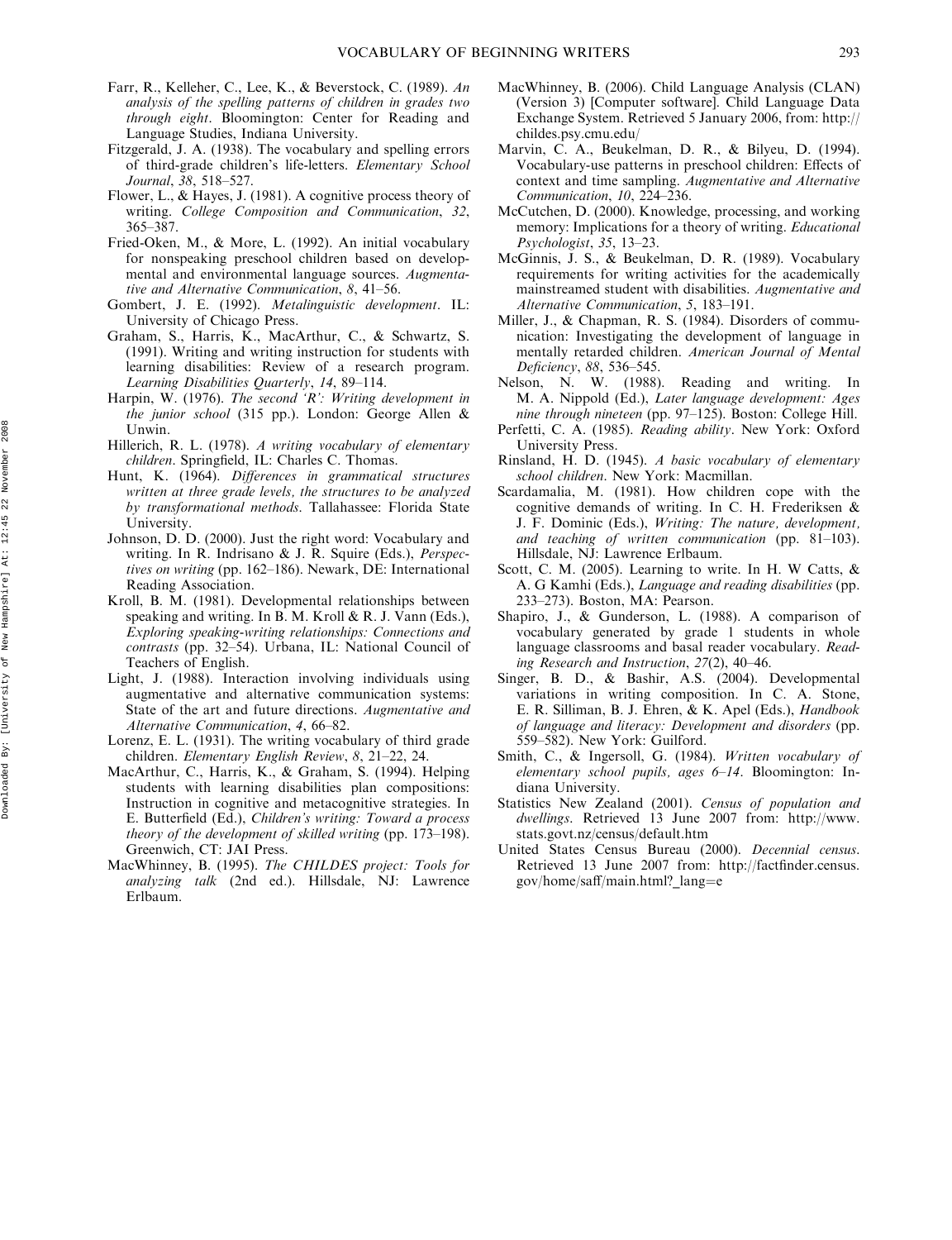Farr, R., Kelleher, C., Lee, K., & Beverstock, C. (1989). *An analysis of the spelling patterns of children in grades two through eight*. Bloomington: Center for Reading and Language Studies, Indiana University.

Fitzgerald, J. A. (1938). The vocabulary and spelling errors of third-grade children's life-letters. *Elementary School Journal*, *38*, 518–527.

Flower, L., & Hayes, J. (1981). A cognitive process theory of writing. *College Composition and Communication*, *32*, 365–387.

Fried-Oken, M., & More, L. (1992). An initial vocabulary for nonspeaking preschool children based on developmental and environmental language sources. *Augmentative and Alternative Communication*, *8*, 41–56.

Gombert, J. E. (1992). *Metalinguistic development*. IL: University of Chicago Press.

Graham, S., Harris, K., MacArthur, C., & Schwartz, S. (1991). Writing and writing instruction for students with learning disabilities: Review of a research program. *Learning Disabilities Quarterly*, *14*, 89–114.

Harpin, W. (1976). *The second 'R': Writing development in the junior school* (315 pp.). London: George Allen & Unwin.

Hillerich, R. L. (1978). *A writing vocabulary of elementary children*. Springfield, IL: Charles C. Thomas.

Hunt, K. (1964). *Differences in grammatical structures written at three grade levels, the structures to be analyzed by transformational methods*. Tallahassee: Florida State University.

Johnson, D. D. (2000). Just the right word: Vocabulary and writing. In R. Indrisano & J. R. Squire (Eds.), *Perspectives on writing* (pp. 162–186). Newark, DE: International Reading Association.

Kroll, B. M. (1981). Developmental relationships between speaking and writing. In B. M. Kroll & R. J. Vann (Eds.), *Exploring speaking-writing relationships: Connections and contrasts* (pp. 32–54). Urbana, IL: National Council of Teachers of English.

Light, J. (1988). Interaction involving individuals using augmentative and alternative communication systems: State of the art and future directions. *Augmentative and Alternative Communication*, *4*, 66–82.

Lorenz, E. L. (1931). The writing vocabulary of third grade children. *Elementary English Review*, *8*, 21–22, 24.

MacArthur, C., Harris, K., & Graham, S. (1994). Helping students with learning disabilities plan compositions: Instruction in cognitive and metacognitive strategies. In E. Butterfield (Ed.), *Children's writing: Toward a process theory of the development of skilled writing* (pp. 173–198). Greenwich, CT: JAI Press.

MacWhinney, B. (1995). *The CHILDES project: Tools for analyzing talk* (2nd ed.). Hillsdale, NJ: Lawrence Erlbaum.

MacWhinney, B. (2006). Child Language Analysis (CLAN) (Version 3) [Computer software]. Child Language Data Exchange System. Retrieved 5 January 2006, from: http://childes.psy.cmu.edu/

Marvin, C. A., Beukelman, D. R., & Bilyeu, D. (1994). Vocabulary-use patterns in preschool children: Effects of context and time sampling. *Augmentative and Alternative Communication*, *10*, 224–236.

McCutchen, D. (2000). Knowledge, processing, and working memory: Implications for a theory of writing. *Educational Psychologist*, *35*, 13–23.

McGinnis, J. S., & Beukelman, D. R. (1989). Vocabulary requirements for writing activities for the academically mainstreamed student with disabilities. *Augmentative and Alternative Communication*, *5*, 183–191.

Miller, J., & Chapman, R. S. (1984). Disorders of communication: Investigating the development of language in mentally retarded children. *American Journal of Mental Deficiency*, *88*, 536–545.

Nelson, N. W. (1988). Reading and writing. In M. A. Nippold (Ed.), *Later language development: Ages nine through nineteen* (pp. 97–125). Boston: College Hill.

Perfetti, C. A. (1985). *Reading ability*. New York: Oxford University Press.

Rinsland, H. D. (1945). *A basic vocabulary of elementary school children*. New York: Macmillan.

Scardamalia, M. (1981). How children cope with the cognitive demands of writing. In C. H. Frederiksen & J. F. Dominic (Eds.), *Writing: The nature, development, and teaching of written communication* (pp. 81–103). Hillsdale, NJ: Lawrence Erlbaum.

Scott, C. M. (2005). Learning to write. In H. W Catts, & A. G Kamhi (Eds.), *Language and reading disabilities* (pp. 233–273). Boston, MA: Pearson.

Shapiro, J., & Gunderson, L. (1988). A comparison of vocabulary generated by grade 1 students in whole language classrooms and basal reader vocabulary. *Reading Research and Instruction*, *27*(2), 40–46.

Singer, B. D., & Bashir, A.S. (2004). Developmental variations in writing composition. In C. A. Stone, E. R. Silliman, B. J. Ehren, & K. Apel (Eds.), *Handbook of language and literacy: Development and disorders* (pp. 559–582). New York: Guilford.

Smith, C., & Ingersoll, G. (1984). *Written vocabulary of elementary school pupils, ages 6–14*. Bloomington: Indiana University.

Statistics New Zealand (2001). *Census of population and dwellings*. Retrieved 13 June 2007 from: http://www.stats.govt.nz/census/default.htm

United States Census Bureau (2000). *Decennial census*. Retrieved 13 June 2007 from: http://factfinder.census.gov/home/saff/main.html?_lang=e